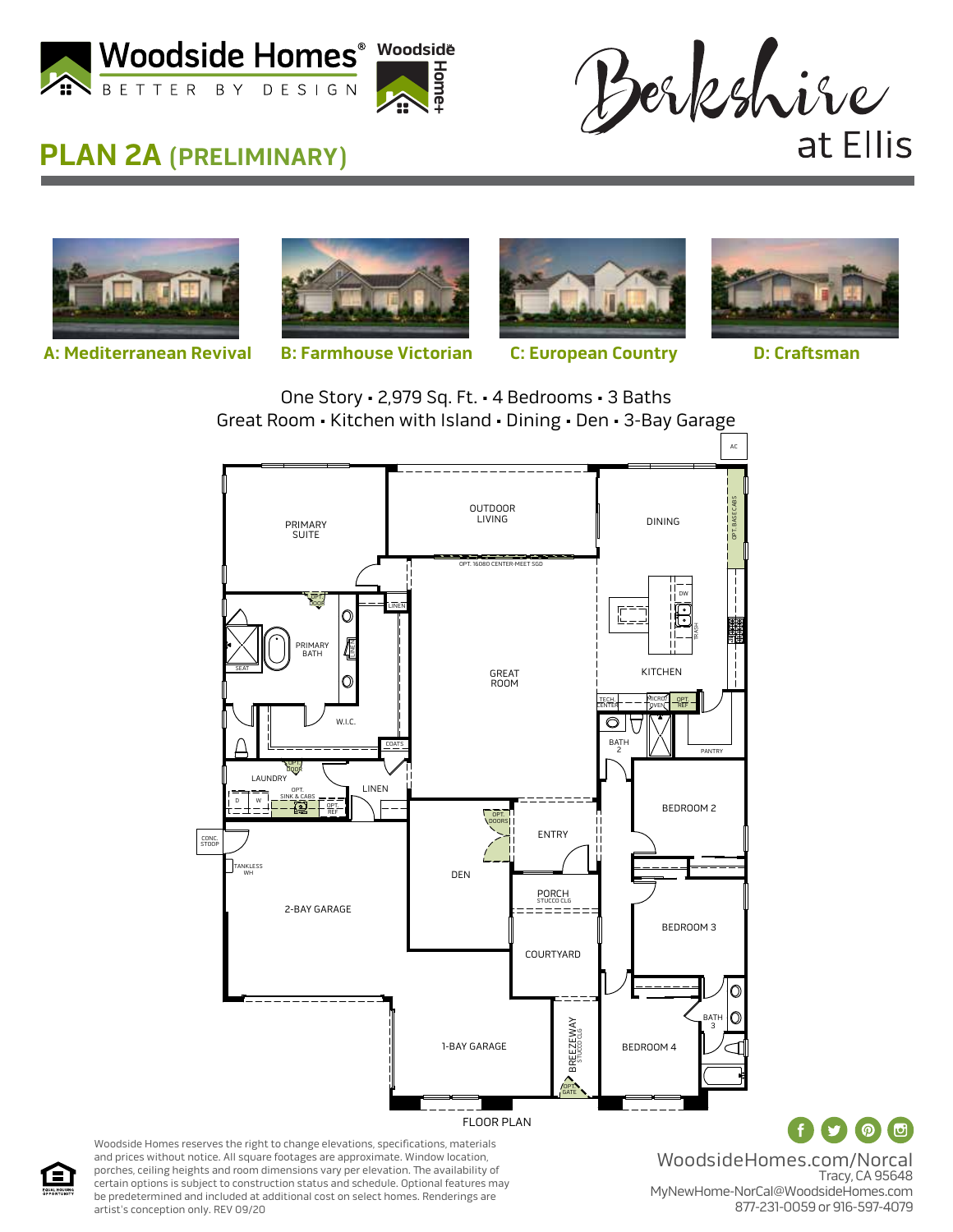Woodside Homes® BETTER BY DESIGN

Woodside Home+

# Berkshire at Ellis

## PLAN 2A (PRELIMINARY)

**A: Mediterranean Revival** | **B: Farmhouse Victorian** | **C: European Country** | **D: Craftsman**

One Story • 2,979 Sq. Ft. • 4 Bedrooms • 3 Baths
Great Room • Kitchen with Island • Dining • Den • 3-Bay Garage

AC

OUTDOOR LIVING

PRIMARY SUITE

DINING

OPT. BASE CABS

OPT. 16080 CENTER-MEET SGD

DW

TRASH

LINEN

OPT. DOOR

PRIMARY BATH

SEAT

GREAT ROOM

KITCHEN

TECH CENTER

MICRO/OVEN

OPT. REF

W.I.C.

BATH 2

PANTRY

COATS

OPT. DOOR

LAUNDRY

LINEN

OPT. SINK & CABS

D W

OPT. REF

BEDROOM 2

OPT. DOORS

ENTRY

CONC. STOOP

TANKLESS WH

DEN

PORCH STUCCO CLG

2-BAY GARAGE

BEDROOM 3

COURTYARD

BATH 3

1-BAY GARAGE

BREEZEWAY STUCCO CLG

BEDROOM 4

OPT. GATE

FLOOR PLAN

Woodside Homes reserves the right to change elevations, specifications, materials and prices without notice. All square footages are approximate. Window location, porches, ceiling heights and room dimensions vary per elevation. The availability of certain options is subject to construction status and schedule. Optional features may be predetermined and included at additional cost on select homes. Renderings are artist's conception only. REV 09/20

EQUAL HOUSING OPPORTUNITY

WoodsideHomes.com/Norcal
Tracy, CA 95648
MyNewHome-NorCal@WoodsideHomes.com
877-231-0059 or 916-597-4079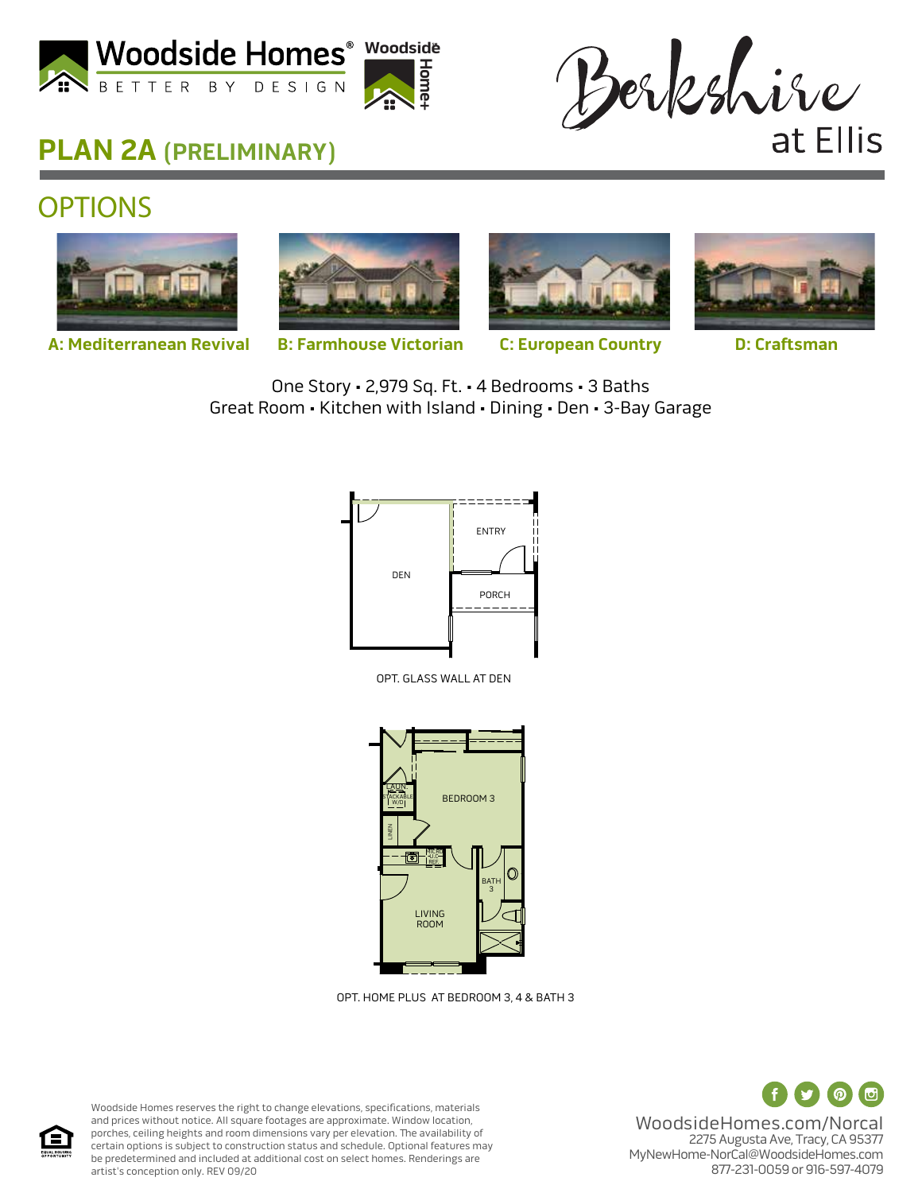Woodside Homes® BETTER BY DESIGN

Woodside Home+

Berkshire at Ellis

## PLAN 2A (PRELIMINARY)

## OPTIONS

**A: Mediterranean Revival**

**B: Farmhouse Victorian**

**C: European Country**

**D: Craftsman**

One Story ▪ 2,979 Sq. Ft. ▪ 4 Bedrooms ▪ 3 Baths
Great Room ▪ Kitchen with Island ▪ Dining ▪ Den ▪ 3-Bay Garage

ENTRY
DEN
PORCH

OPT. GLASS WALL AT DEN

LAUN. STACKABLE W/D
BEDROOM 3
LINEN
MICRO U.C. REF.
BATH 3
LIVING ROOM

OPT. HOME PLUS AT BEDROOM 3, 4 & BATH 3

Woodside Homes reserves the right to change elevations, specifications, materials and prices without notice. All square footages are approximate. Window location, porches, ceiling heights and room dimensions vary per elevation. The availability of certain options is subject to construction status and schedule. Optional features may be predetermined and included at additional cost on select homes. Renderings are artist's conception only. REV 09/20

WoodsideHomes.com/Norcal
2275 Augusta Ave, Tracy, CA 95377
MyNewHome-NorCal@WoodsideHomes.com
877-231-0059 or 916-597-4079